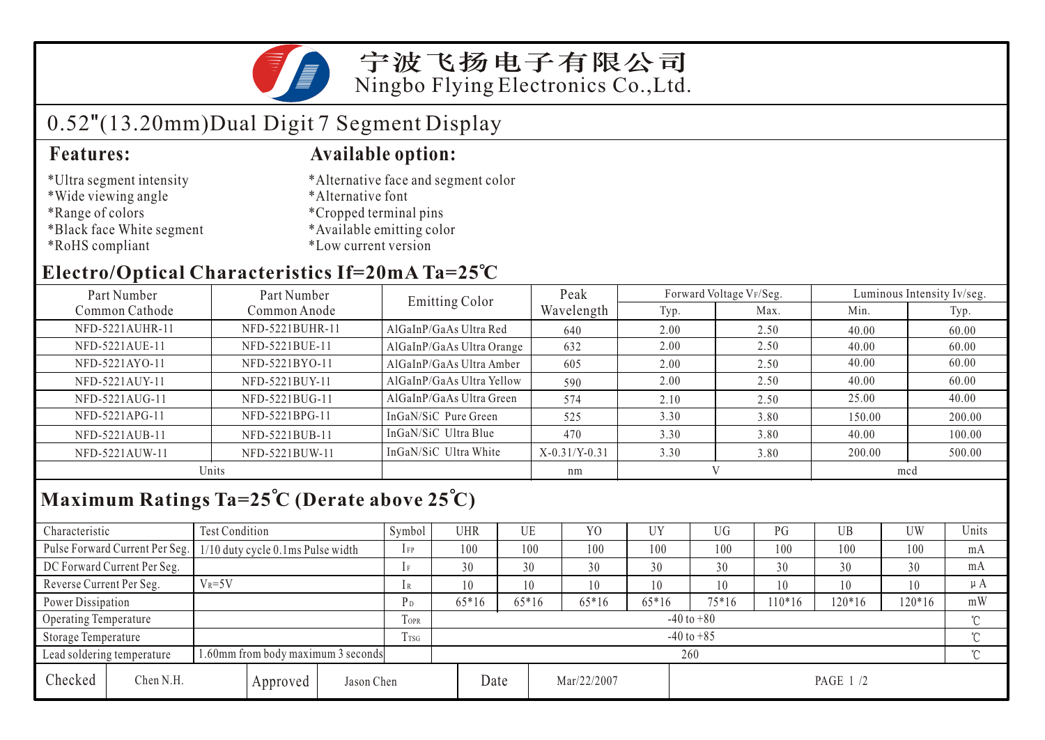# 宁波飞扬电子有限公司
Ningbo Flying Electronics Co.,Ltd.

## 0.52"(13.20mm)Dual Digit 7 Segment Display

### Features:

*Ultra segment intensity
*Wide viewing angle
*Range of colors
*Black face White segment
*RoHS compliant

### Available option:

*Alternative face and segment color
*Alternative font
*Cropped terminal pins
*Available emitting color
*Low current version

### Electro/Optical Characteristics If=20mA Ta=25℃

| Part Number Common Cathode | Part Number Common Anode | Emitting Color | Peak Wavelength | Forward Voltage VF/Seg. | | Luminous Intensity Iv/seg. | |
|---|---|---|---|---|---|---|---|
| | | | | Typ. | Max. | Min. | Typ. |
| NFD-5221AUHR-11 | NFD-5221BUHR-11 | AlGaInP/GaAs Ultra Red | 640 | 2.00 | 2.50 | 40.00 | 60.00 |
| NFD-5221AUE-11 | NFD-5221BUE-11 | AlGaInP/GaAs Ultra Orange | 632 | 2.00 | 2.50 | 40.00 | 60.00 |
| NFD-5221AYO-11 | NFD-5221BYO-11 | AlGaInP/GaAs Ultra Amber | 605 | 2.00 | 2.50 | 40.00 | 60.00 |
| NFD-5221AUY-11 | NFD-5221BUY-11 | AlGaInP/GaAs Ultra Yellow | 590 | 2.00 | 2.50 | 40.00 | 60.00 |
| NFD-5221AUG-11 | NFD-5221BUG-11 | AlGaInP/GaAs Ultra Green | 574 | 2.10 | 2.50 | 25.00 | 40.00 |
| NFD-5221APG-11 | NFD-5221BPG-11 | InGaN/SiC Pure Green | 525 | 3.30 | 3.80 | 150.00 | 200.00 |
| NFD-5221AUB-11 | NFD-5221BUB-11 | InGaN/SiC Ultra Blue | 470 | 3.30 | 3.80 | 40.00 | 100.00 |
| NFD-5221AUW-11 | NFD-5221BUW-11 | InGaN/SiC Ultra White | X-0.31/Y-0.31 | 3.30 | 3.80 | 200.00 | 500.00 |
| Units | | | nm | V | | mcd | |

### Maximum Ratings Ta=25℃ (Derate above 25℃)

| Characteristic | Test Condition | Symbol | UHR | UE | YO | UY | UG | PG | UB | UW | Units |
|---|---|---|---|---|---|---|---|---|---|---|---|
| Pulse Forward Current Per Seg. | 1/10 duty cycle 0.1ms Pulse width | $I_{FP}$ | 100 | 100 | 100 | 100 | 100 | 100 | 100 | 100 | mA |
| DC Forward Current Per Seg. | | $I_F$ | 30 | 30 | 30 | 30 | 30 | 30 | 30 | 30 | mA |
| Reverse Current Per Seg. | $V_R$=5V | $I_R$ | 10 | 10 | 10 | 10 | 10 | 10 | 10 | 10 | μA |
| Power Dissipation | | $P_D$ | 65*16 | 65*16 | 65*16 | 65*16 | 75*16 | 110*16 | 120*16 | 120*16 | mW |
| Operating Temperature | | $T_{OPR}$ | -40 to +80 | | | | | | | | ℃ |
| Storage Temperature | | $T_{TSG}$ | -40 to +85 | | | | | | | | ℃ |
| Lead soldering temperature | 1.60mm from body maximum 3 seconds | | 260 | | | | | | | | ℃ |

| Checked | Chen N.H. | Approved | Jason Chen | Date | Mar/22/2007 |
|---|---|---|---|---|---|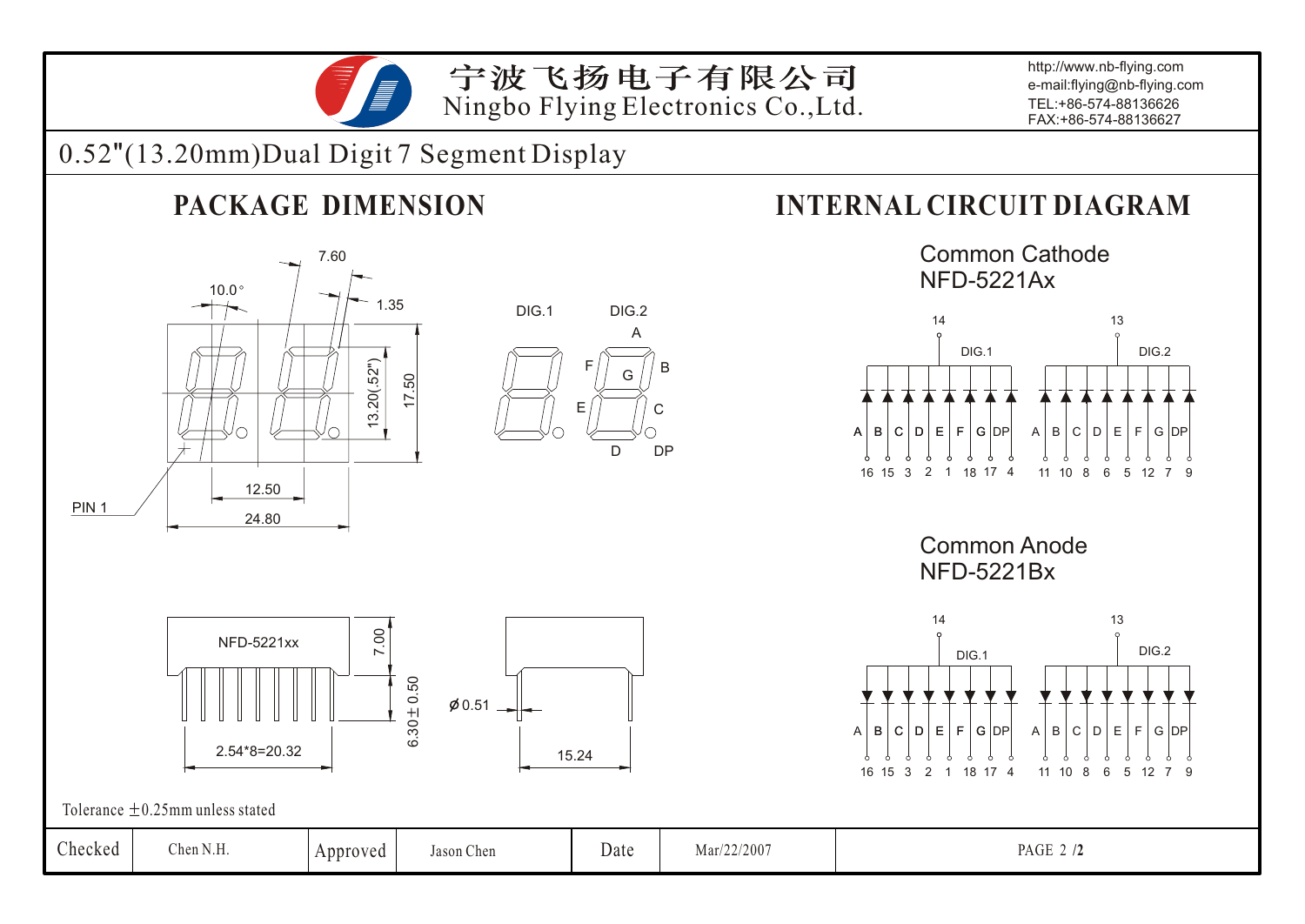宁波飞扬电子有限公司
Ningbo Flying Electronics Co.,Ltd.

http://www.nb-flying.com
e-mail:flying@nb-flying.com
TEL:+86-574-88136626
FAX:+86-574-88136627

# 0.52"(13.20mm)Dual Digit 7 Segment Display

## PACKAGE DIMENSION

7.60
10.0°
1.35
13.20(.52")
17.50
12.50
24.80
PIN 1

DIG.1
DIG.2
A
B
C
D
E
F
G
DP

NFD-5221xx
7.00
6.30±0.50
2.54*8=20.32
Ø0.51
15.24

## INTERNAL CIRCUIT DIAGRAM

### Common Cathode NFD-5221Ax

14 DIG.1
13 DIG.2

A B C D E F G DP
16 15 3 2 1 18 17 4

A B C D E F G DP
11 10 8 6 5 12 7 9

### Common Anode NFD-5221Bx

14 DIG.1
13 DIG.2

A B C D E F G DP
16 15 3 2 1 18 17 4

A B C D E F G DP
11 10 8 6 5 12 7 9

Tolerance ±0.25mm unless stated

| Checked | Chen N.H. | Approved | Jason Chen | Date | Mar/22/2007 | PAGE 2 /2 |
|---|---|---|---|---|---|---|